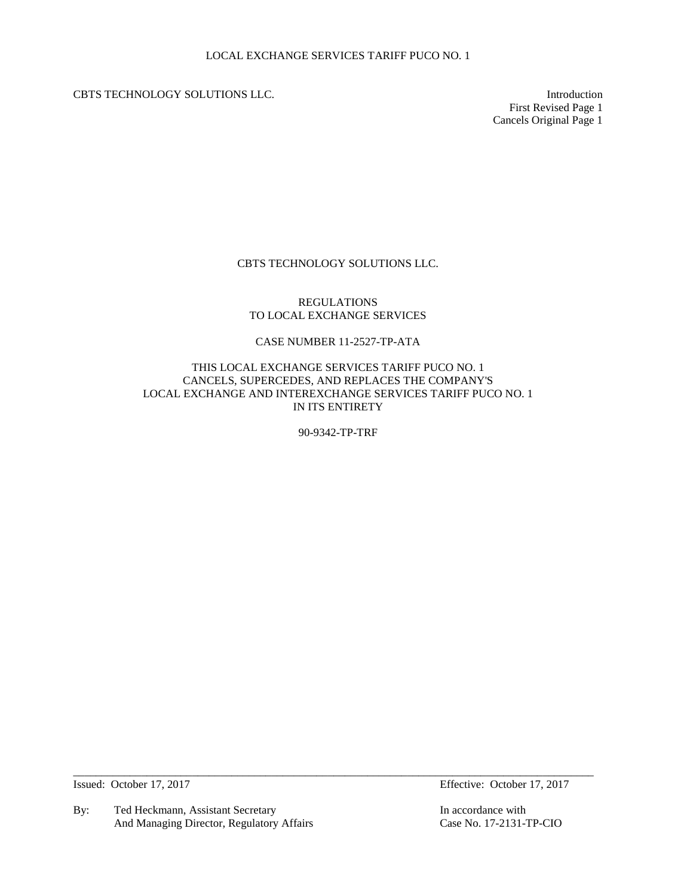LOCAL EXCHANGE SERVICES TARIFF PUCO NO. 1

CBTS TECHNOLOGY SOLUTIONS LLC.

Introduction
First Revised Page 1
Cancels Original Page 1

CBTS TECHNOLOGY SOLUTIONS LLC.

REGULATIONS
TO LOCAL EXCHANGE SERVICES

CASE NUMBER 11-2527-TP-ATA

THIS LOCAL EXCHANGE SERVICES TARIFF PUCO NO. 1
CANCELS, SUPERCEDES, AND REPLACES THE COMPANY'S
LOCAL EXCHANGE AND INTEREXCHANGE SERVICES TARIFF PUCO NO. 1
IN ITS ENTIRETY

90-9342-TP-TRF

---

Issued: October 17, 2017

Effective: October 17, 2017

By: Ted Heckmann, Assistant Secretary
And Managing Director, Regulatory Affairs

In accordance with
Case No. 17-2131-TP-CIO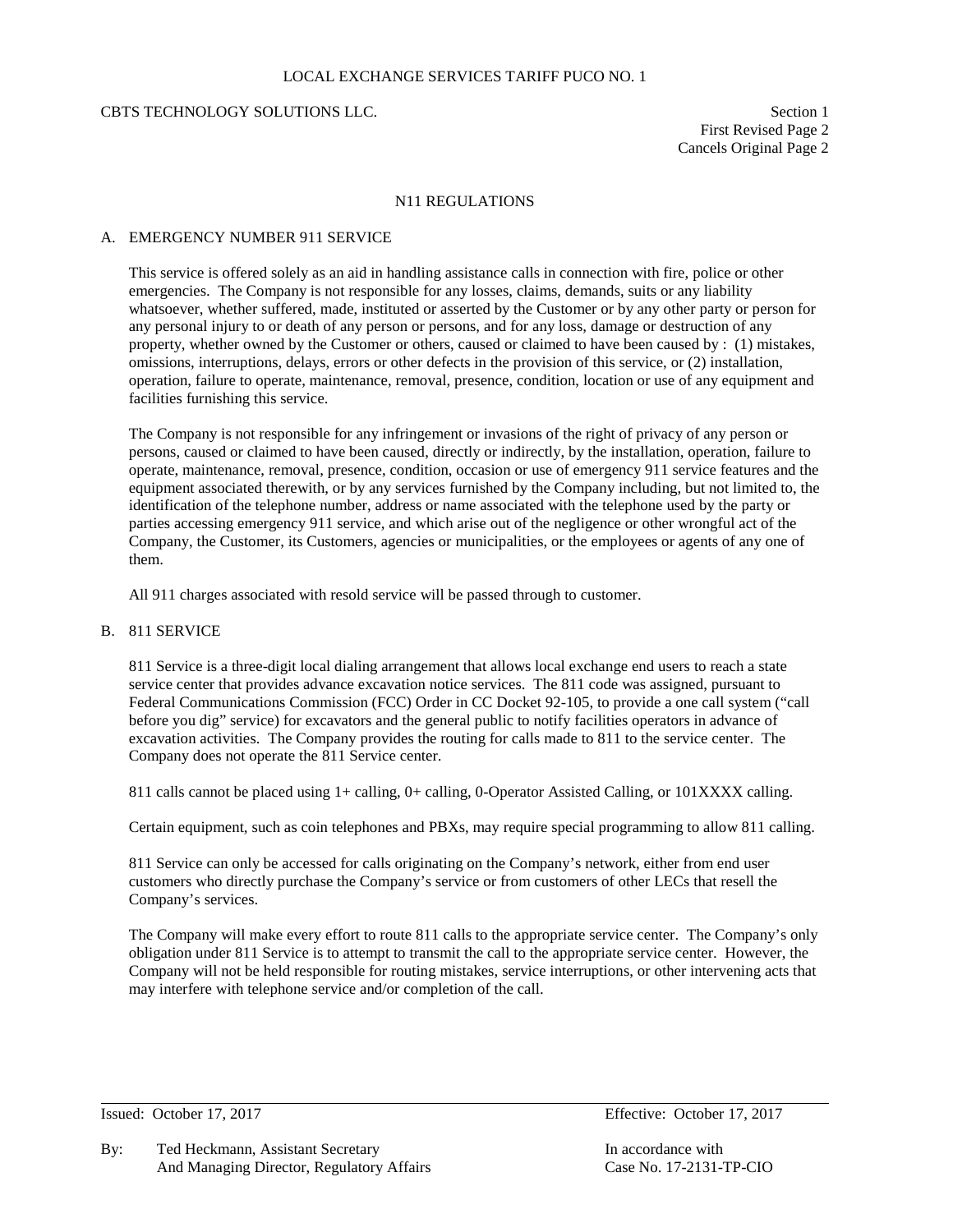# N11 REGULATIONS

## A. EMERGENCY NUMBER 911 SERVICE

This service is offered solely as an aid in handling assistance calls in connection with fire, police or other emergencies. The Company is not responsible for any losses, claims, demands, suits or any liability whatsoever, whether suffered, made, instituted or asserted by the Customer or by any other party or person for any personal injury to or death of any person or persons, and for any loss, damage or destruction of any property, whether owned by the Customer or others, caused or claimed to have been caused by : (1) mistakes, omissions, interruptions, delays, errors or other defects in the provision of this service, or (2) installation, operation, failure to operate, maintenance, removal, presence, condition, location or use of any equipment and facilities furnishing this service.

The Company is not responsible for any infringement or invasions of the right of privacy of any person or persons, caused or claimed to have been caused, directly or indirectly, by the installation, operation, failure to operate, maintenance, removal, presence, condition, occasion or use of emergency 911 service features and the equipment associated therewith, or by any services furnished by the Company including, but not limited to, the identification of the telephone number, address or name associated with the telephone used by the party or parties accessing emergency 911 service, and which arise out of the negligence or other wrongful act of the Company, the Customer, its Customers, agencies or municipalities, or the employees or agents of any one of them.

All 911 charges associated with resold service will be passed through to customer.

## B. 811 SERVICE

811 Service is a three-digit local dialing arrangement that allows local exchange end users to reach a state service center that provides advance excavation notice services. The 811 code was assigned, pursuant to Federal Communications Commission (FCC) Order in CC Docket 92-105, to provide a one call system ("call before you dig" service) for excavators and the general public to notify facilities operators in advance of excavation activities. The Company provides the routing for calls made to 811 to the service center. The Company does not operate the 811 Service center.

811 calls cannot be placed using 1+ calling, 0+ calling, 0-Operator Assisted Calling, or 101XXXX calling.

Certain equipment, such as coin telephones and PBXs, may require special programming to allow 811 calling.

811 Service can only be accessed for calls originating on the Company's network, either from end user customers who directly purchase the Company's service or from customers of other LECs that resell the Company's services.

The Company will make every effort to route 811 calls to the appropriate service center. The Company's only obligation under 811 Service is to attempt to transmit the call to the appropriate service center. However, the Company will not be held responsible for routing mistakes, service interruptions, or other intervening acts that may interfere with telephone service and/or completion of the call.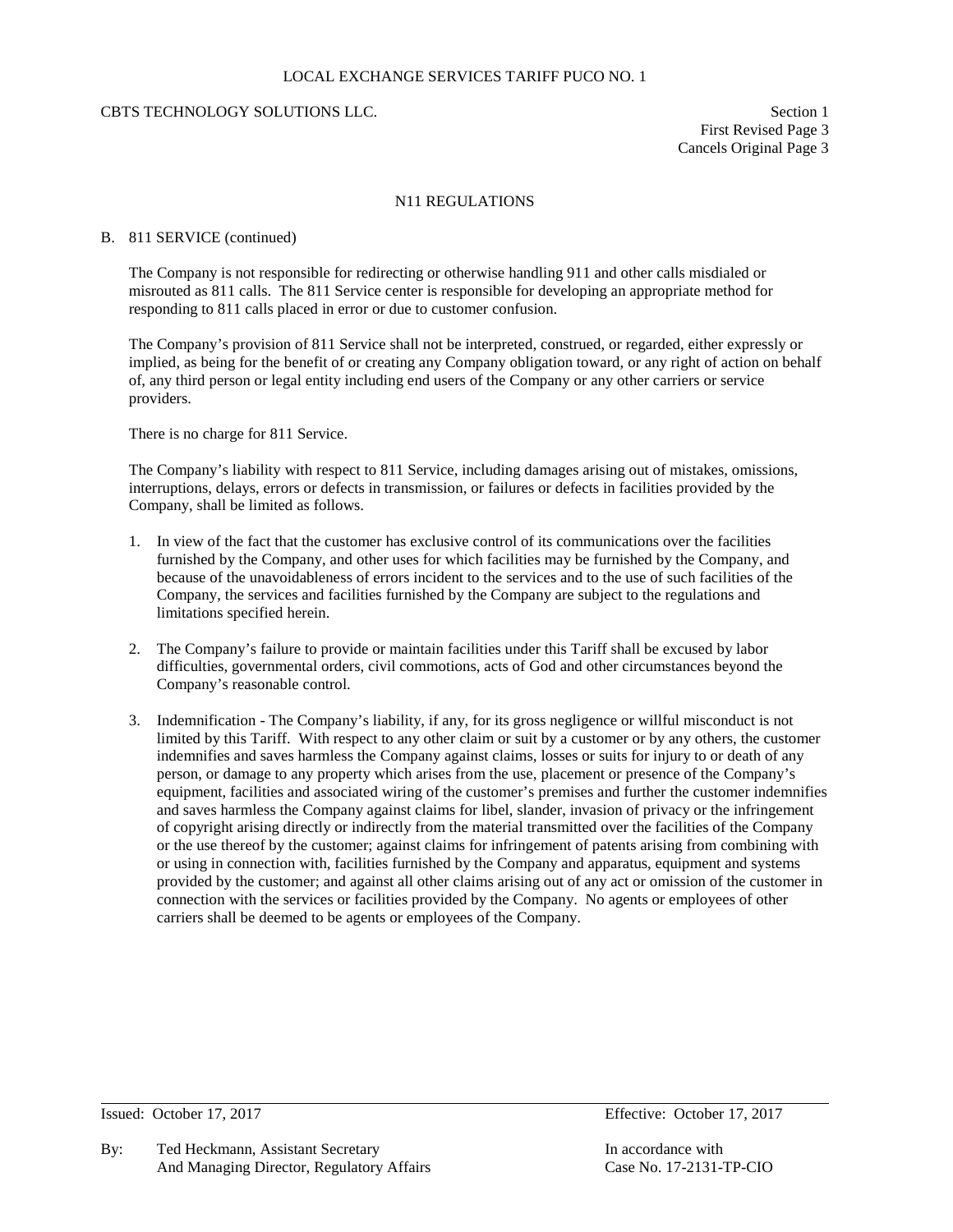## N11 REGULATIONS

B. 811 SERVICE (continued)

The Company is not responsible for redirecting or otherwise handling 911 and other calls misdialed or misrouted as 811 calls. The 811 Service center is responsible for developing an appropriate method for responding to 811 calls placed in error or due to customer confusion.

The Company's provision of 811 Service shall not be interpreted, construed, or regarded, either expressly or implied, as being for the benefit of or creating any Company obligation toward, or any right of action on behalf of, any third person or legal entity including end users of the Company or any other carriers or service providers.

There is no charge for 811 Service.

The Company's liability with respect to 811 Service, including damages arising out of mistakes, omissions, interruptions, delays, errors or defects in transmission, or failures or defects in facilities provided by the Company, shall be limited as follows.

1. In view of the fact that the customer has exclusive control of its communications over the facilities furnished by the Company, and other uses for which facilities may be furnished by the Company, and because of the unavoidableness of errors incident to the services and to the use of such facilities of the Company, the services and facilities furnished by the Company are subject to the regulations and limitations specified herein.

2. The Company's failure to provide or maintain facilities under this Tariff shall be excused by labor difficulties, governmental orders, civil commotions, acts of God and other circumstances beyond the Company's reasonable control.

3. Indemnification - The Company's liability, if any, for its gross negligence or willful misconduct is not limited by this Tariff. With respect to any other claim or suit by a customer or by any others, the customer indemnifies and saves harmless the Company against claims, losses or suits for injury to or death of any person, or damage to any property which arises from the use, placement or presence of the Company's equipment, facilities and associated wiring of the customer's premises and further the customer indemnifies and saves harmless the Company against claims for libel, slander, invasion of privacy or the infringement of copyright arising directly or indirectly from the material transmitted over the facilities of the Company or the use thereof by the customer; against claims for infringement of patents arising from combining with or using in connection with, facilities furnished by the Company and apparatus, equipment and systems provided by the customer; and against all other claims arising out of any act or omission of the customer in connection with the services or facilities provided by the Company. No agents or employees of other carriers shall be deemed to be agents or employees of the Company.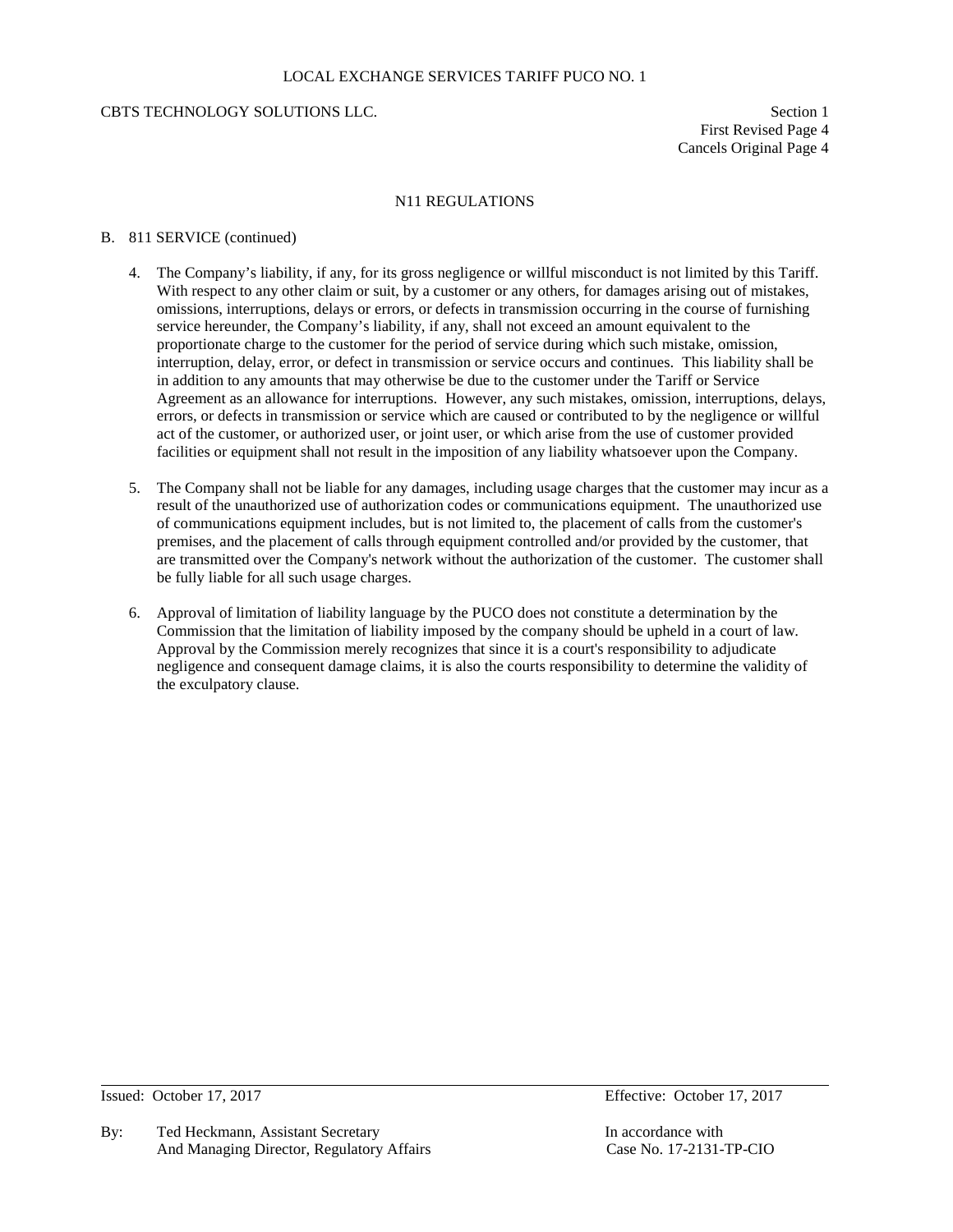LOCAL EXCHANGE SERVICES TARIFF PUCO NO. 1

CBTS TECHNOLOGY SOLUTIONS LLC.

Section 1
First Revised Page 4
Cancels Original Page 4

## N11 REGULATIONS

B. 811 SERVICE (continued)

4. The Company's liability, if any, for its gross negligence or willful misconduct is not limited by this Tariff. With respect to any other claim or suit, by a customer or any others, for damages arising out of mistakes, omissions, interruptions, delays or errors, or defects in transmission occurring in the course of furnishing service hereunder, the Company's liability, if any, shall not exceed an amount equivalent to the proportionate charge to the customer for the period of service during which such mistake, omission, interruption, delay, error, or defect in transmission or service occurs and continues. This liability shall be in addition to any amounts that may otherwise be due to the customer under the Tariff or Service Agreement as an allowance for interruptions. However, any such mistakes, omission, interruptions, delays, errors, or defects in transmission or service which are caused or contributed to by the negligence or willful act of the customer, or authorized user, or joint user, or which arise from the use of customer provided facilities or equipment shall not result in the imposition of any liability whatsoever upon the Company.

5. The Company shall not be liable for any damages, including usage charges that the customer may incur as a result of the unauthorized use of authorization codes or communications equipment. The unauthorized use of communications equipment includes, but is not limited to, the placement of calls from the customer's premises, and the placement of calls through equipment controlled and/or provided by the customer, that are transmitted over the Company's network without the authorization of the customer. The customer shall be fully liable for all such usage charges.

6. Approval of limitation of liability language by the PUCO does not constitute a determination by the Commission that the limitation of liability imposed by the company should be upheld in a court of law. Approval by the Commission merely recognizes that since it is a court's responsibility to adjudicate negligence and consequent damage claims, it is also the courts responsibility to determine the validity of the exculpatory clause.

Issued: October 17, 2017

Effective: October 17, 2017

By: Ted Heckmann, Assistant Secretary
And Managing Director, Regulatory Affairs

In accordance with
Case No. 17-2131-TP-CIO